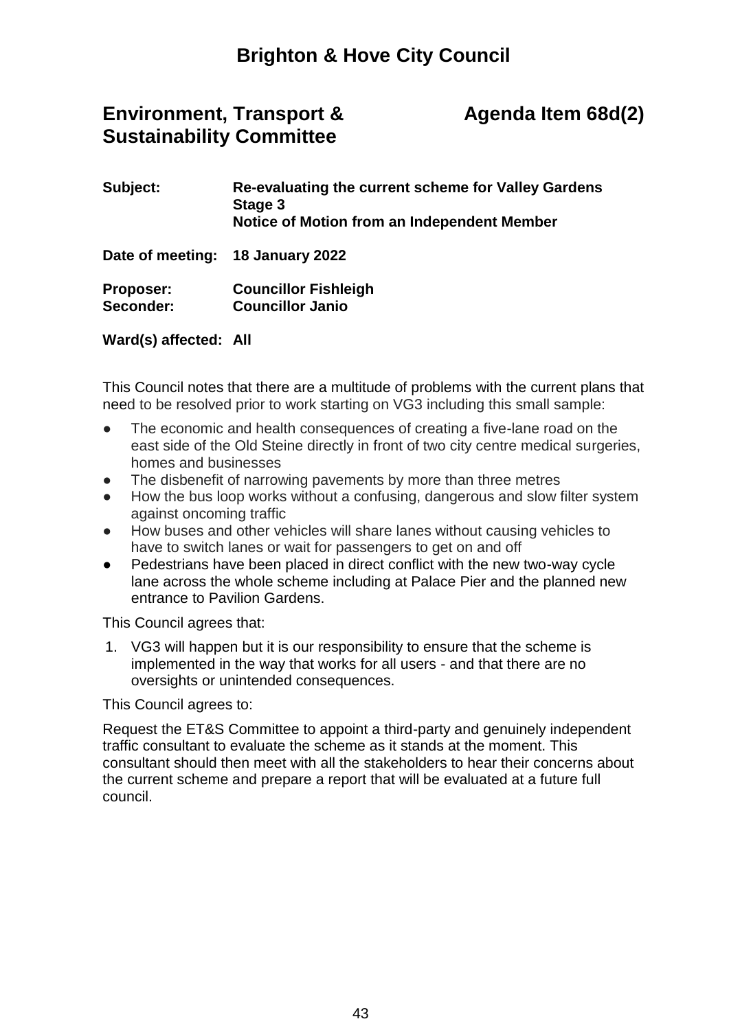# Brighton & Hove City Council

## Environment, Transport & Sustainability Committee

## Agenda Item 68d(2)

**Subject:** **Re-evaluating the current scheme for Valley Gardens Stage 3**
**Notice of Motion from an Independent Member**

**Date of meeting:** **18 January 2022**

**Proposer:** **Councillor Fishleigh**
**Seconder:** **Councillor Janio**

**Ward(s) affected:** **All**

This Council notes that there are a multitude of problems with the current plans that need to be resolved prior to work starting on VG3 including this small sample:

- The economic and health consequences of creating a five-lane road on the east side of the Old Steine directly in front of two city centre medical surgeries, homes and businesses
- The disbenefit of narrowing pavements by more than three metres
- How the bus loop works without a confusing, dangerous and slow filter system against oncoming traffic
- How buses and other vehicles will share lanes without causing vehicles to have to switch lanes or wait for passengers to get on and off
- Pedestrians have been placed in direct conflict with the new two-way cycle lane across the whole scheme including at Palace Pier and the planned new entrance to Pavilion Gardens.

This Council agrees that:

1. VG3 will happen but it is our responsibility to ensure that the scheme is implemented in the way that works for all users - and that there are no oversights or unintended consequences.

This Council agrees to:

Request the ET&S Committee to appoint a third-party and genuinely independent traffic consultant to evaluate the scheme as it stands at the moment. This consultant should then meet with all the stakeholders to hear their concerns about the current scheme and prepare a report that will be evaluated at a future full council.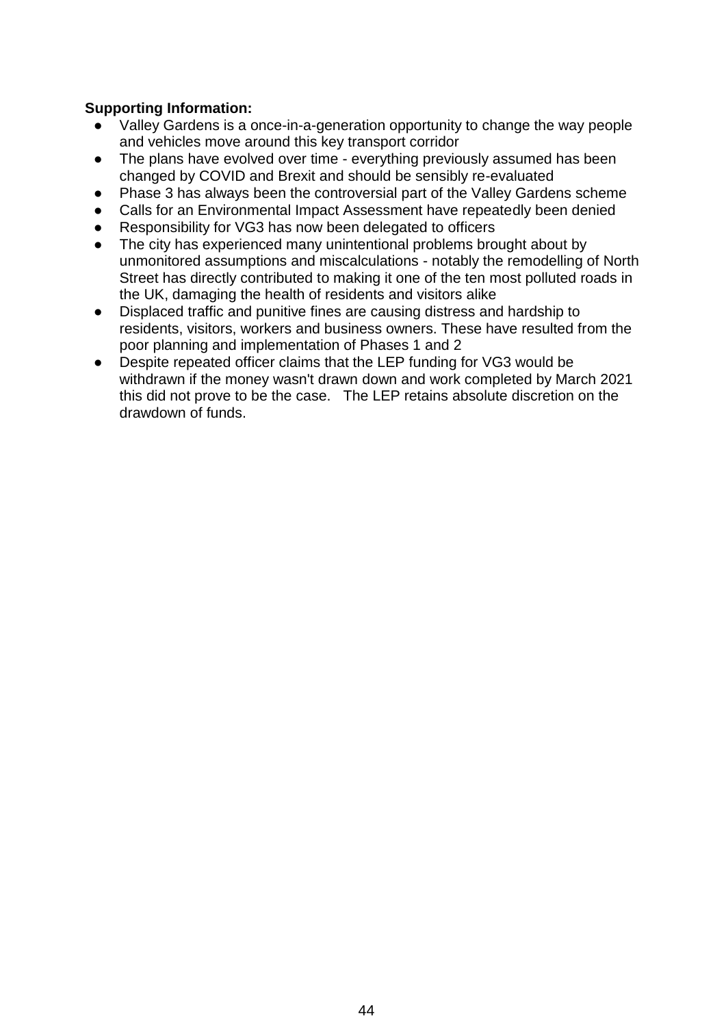**Supporting Information:**

- Valley Gardens is a once-in-a-generation opportunity to change the way people and vehicles move around this key transport corridor
- The plans have evolved over time - everything previously assumed has been changed by COVID and Brexit and should be sensibly re-evaluated
- Phase 3 has always been the controversial part of the Valley Gardens scheme
- Calls for an Environmental Impact Assessment have repeatedly been denied
- Responsibility for VG3 has now been delegated to officers
- The city has experienced many unintentional problems brought about by unmonitored assumptions and miscalculations - notably the remodelling of North Street has directly contributed to making it one of the ten most polluted roads in the UK, damaging the health of residents and visitors alike
- Displaced traffic and punitive fines are causing distress and hardship to residents, visitors, workers and business owners. These have resulted from the poor planning and implementation of Phases 1 and 2
- Despite repeated officer claims that the LEP funding for VG3 would be withdrawn if the money wasn't drawn down and work completed by March 2021 this did not prove to be the case. The LEP retains absolute discretion on the drawdown of funds.